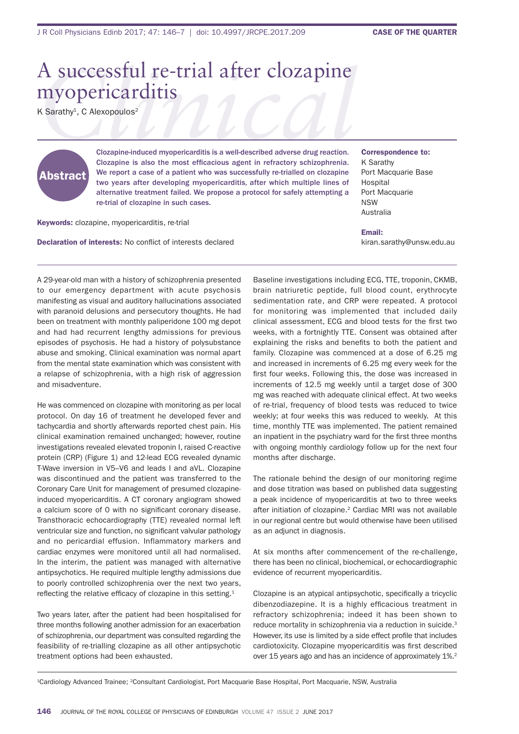# A successful re-trial after clozapine myopericarditis

K Sarathy[1], C Alexopoulos[2]

**Abstract**

Clozapine-induced myopericarditis is a well-described adverse drug reaction. Clozapine is also the most efficacious agent in refractory schizophrenia. We report a case of a patient who was successfully re-trialled on clozapine two years after developing myopericarditis, after which multiple lines of alternative treatment failed. We propose a protocol for safely attempting a re-trial of clozapine in such cases.

**Keywords:** clozapine, myopericarditis, re-trial

**Declaration of interests:** No conflict of interests declared

**Correspondence to:**
K Sarathy
Port Macquarie Base Hospital
Port Macquarie
NSW
Australia

**Email:**
kiran.sarathy@unsw.edu.au

A 29-year-old man with a history of schizophrenia presented to our emergency department with acute psychosis manifesting as visual and auditory hallucinations associated with paranoid delusions and persecutory thoughts. He had been on treatment with monthly paliperidone 100 mg depot and had had recurrent lengthy admissions for previous episodes of psychosis. He had a history of polysubstance abuse and smoking. Clinical examination was normal apart from the mental state examination which was consistent with a relapse of schizophrenia, with a high risk of aggression and misadventure.

He was commenced on clozapine with monitoring as per local protocol. On day 16 of treatment he developed fever and tachycardia and shortly afterwards reported chest pain. His clinical examination remained unchanged; however, routine investigations revealed elevated troponin I, raised C-reactive protein (CRP) (Figure 1) and 12-lead ECG revealed dynamic T-Wave inversion in V5–V6 and leads I and aVL. Clozapine was discontinued and the patient was transferred to the Coronary Care Unit for management of presumed clozapine-induced myopericarditis. A CT coronary angiogram showed a calcium score of 0 with no significant coronary disease. Transthoracic echocardiography (TTE) revealed normal left ventricular size and function, no significant valvular pathology and no pericardial effusion. Inflammatory markers and cardiac enzymes were monitored until all had normalised. In the interim, the patient was managed with alternative antipsychotics. He required multiple lengthy admissions due to poorly controlled schizophrenia over the next two years, reflecting the relative efficacy of clozapine in this setting.[1]

Two years later, after the patient had been hospitalised for three months following another admission for an exacerbation of schizophrenia, our department was consulted regarding the feasibility of re-trialling clozapine as all other antipsychotic treatment options had been exhausted.

Baseline investigations including ECG, TTE, troponin, CKMB, brain natriuretic peptide, full blood count, erythrocyte sedimentation rate, and CRP were repeated. A protocol for monitoring was implemented that included daily clinical assessment, ECG and blood tests for the first two weeks, with a fortnightly TTE. Consent was obtained after explaining the risks and benefits to both the patient and family. Clozapine was commenced at a dose of 6.25 mg and increased in increments of 6.25 mg every week for the first four weeks. Following this, the dose was increased in increments of 12.5 mg weekly until a target dose of 300 mg was reached with adequate clinical effect. At two weeks of re-trial, frequency of blood tests was reduced to twice weekly; at four weeks this was reduced to weekly. At this time, monthly TTE was implemented. The patient remained an inpatient in the psychiatry ward for the first three months with ongoing monthly cardiology follow up for the next four months after discharge.

The rationale behind the design of our monitoring regime and dose titration was based on published data suggesting a peak incidence of myopericarditis at two to three weeks after initiation of clozapine.[2] Cardiac MRI was not available in our regional centre but would otherwise have been utilised as an adjunct in diagnosis.

At six months after commencement of the re-challenge, there has been no clinical, biochemical, or echocardiographic evidence of recurrent myopericarditis.

Clozapine is an atypical antipsychotic, specifically a tricyclic dibenzodiazepine. It is a highly efficacious treatment in refractory schizophrenia; indeed it has been shown to reduce mortality in schizophrenia via a reduction in suicide.[3] However, its use is limited by a side effect profile that includes cardiotoxicity. Clozapine myopericarditis was first described over 15 years ago and has an incidence of approximately 1%.[2]

[1]Cardiology Advanced Trainee; [2]Consultant Cardiologist, Port Macquarie Base Hospital, Port Macquarie, NSW, Australia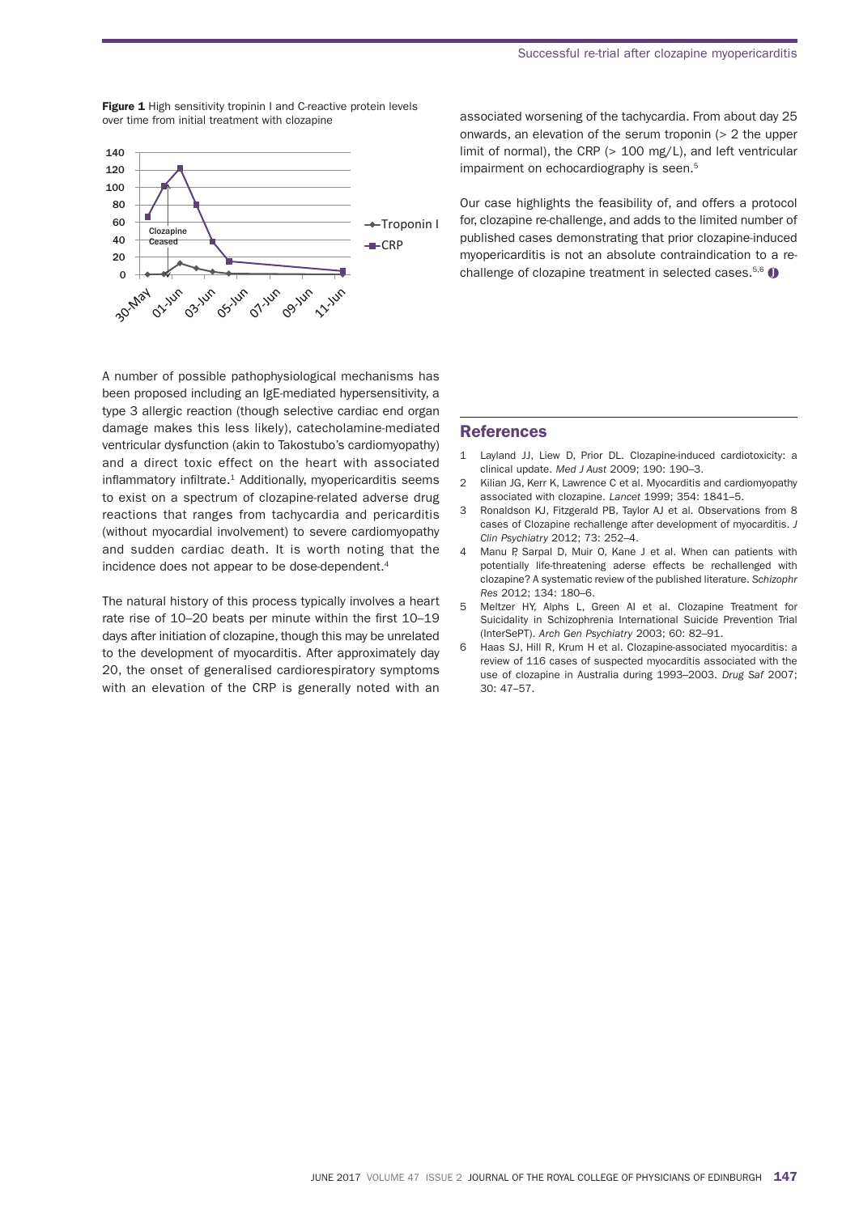**Figure 1** High sensitivity tropinin I and C-reactive protein levels over time from initial treatment with clozapine

140
120
100
80
60
40
20
0

Clozapine Ceased

30-May 01-Jun 03-Jun 05-Jun 07-Jun 09-Jun 11-Jun

Troponin I
CRP

A number of possible pathophysiological mechanisms has been proposed including an IgE-mediated hypersensitivity, a type 3 allergic reaction (though selective cardiac end organ damage makes this less likely), catecholamine-mediated ventricular dysfunction (akin to Takostubo's cardiomyopathy) and a direct toxic effect on the heart with associated inflammatory infiltrate.[1] Additionally, myopericarditis seems to exist on a spectrum of clozapine-related adverse drug reactions that ranges from tachycardia and pericarditis (without myocardial involvement) to severe cardiomyopathy and sudden cardiac death. It is worth noting that the incidence does not appear to be dose-dependent.[4]

The natural history of this process typically involves a heart rate rise of 10–20 beats per minute within the first 10–19 days after initiation of clozapine, though this may be unrelated to the development of myocarditis. After approximately day 20, the onset of generalised cardiorespiratory symptoms with an elevation of the CRP is generally noted with an associated worsening of the tachycardia. From about day 25 onwards, an elevation of the serum troponin (> 2 the upper limit of normal), the CRP (> 100 mg/L), and left ventricular impairment on echocardiography is seen.[5]

Our case highlights the feasibility of, and offers a protocol for, clozapine re-challenge, and adds to the limited number of published cases demonstrating that prior clozapine-induced myopericarditis is not an absolute contraindication to a re-challenge of clozapine treatment in selected cases.[5,6]

## References

1. Layland JJ, Liew D, Prior DL. Clozapine-induced cardiotoxicity: a clinical update. *Med J Aust* 2009; 190: 190–3.
2. Kilian JG, Kerr K, Lawrence C et al. Myocarditis and cardiomyopathy associated with clozapine. *Lancet* 1999; 354: 1841–5.
3. Ronaldson KJ, Fitzgerald PB, Taylor AJ et al. Observations from 8 cases of Clozapine rechallenge after development of myocarditis. *J Clin Psychiatry* 2012; 73: 252–4.
4. Manu P, Sarpal D, Muir O, Kane J et al. When can patients with potentially life-threatening aderse effects be rechallenged with clozapine? A systematic review of the published literature. *Schizophr Res* 2012; 134: 180–6.
5. Meltzer HY, Alphs L, Green AI et al. Clozapine Treatment for Suicidality in Schizophrenia International Suicide Prevention Trial (InterSePT). *Arch Gen Psychiatry* 2003; 60: 82–91.
6. Haas SJ, Hill R, Krum H et al. Clozapine-associated myocarditis: a review of 116 cases of suspected myocarditis associated with the use of clozapine in Australia during 1993–2003. *Drug Saf* 2007; 30: 47–57.